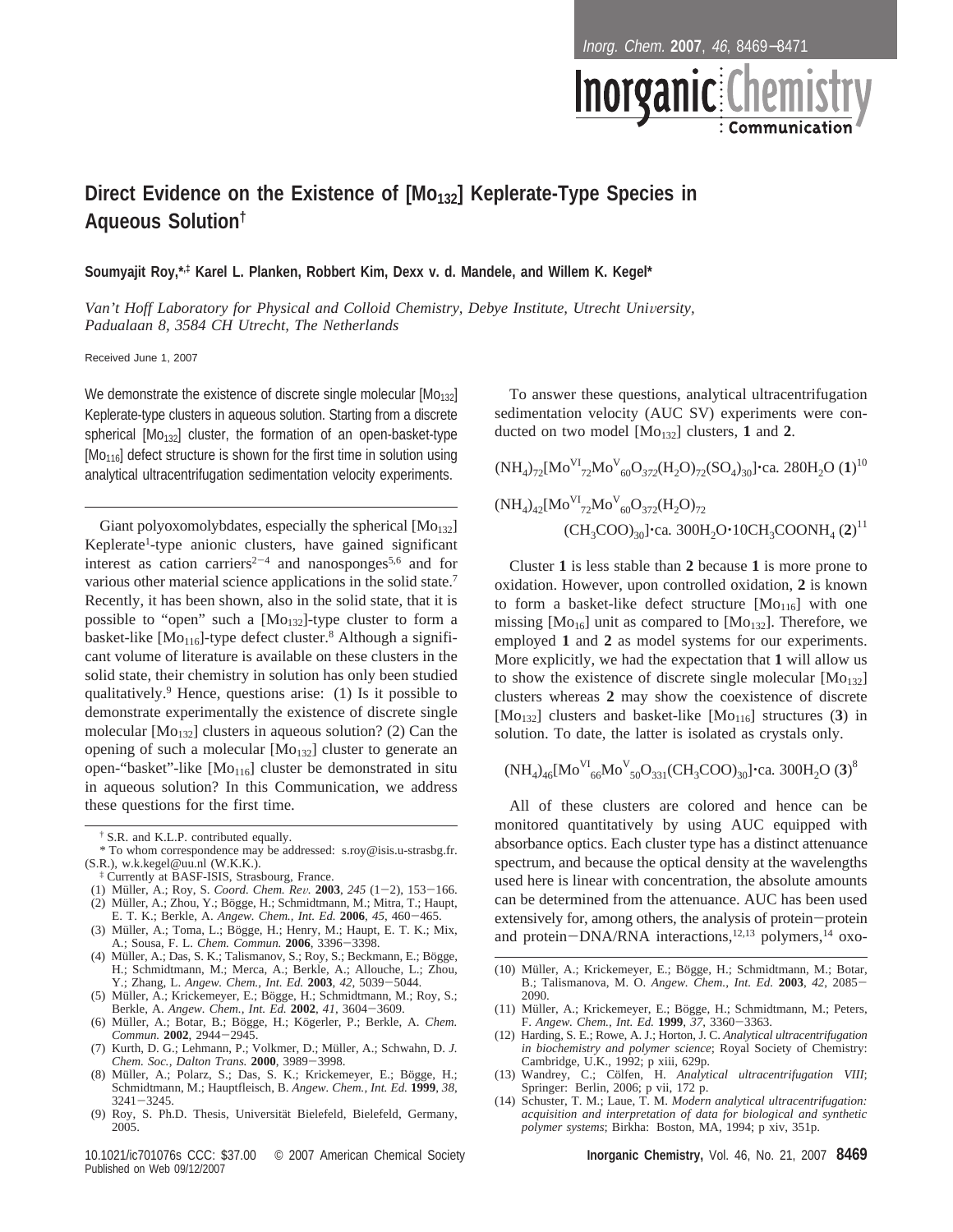# Direct Evidence on the Existence of [$Mo_{132}$] Keplerate-Type Species in Aqueous Solution†

**Soumyajit Roy,\*,‡ Karel L. Planken, Robbert Kim, Dexx v. d. Mandele, and Willem K. Kegel\***

*Van't Hoff Laboratory for Physical and Colloid Chemistry, Debye Institute, Utrecht University, Padualaan 8, 3584 CH Utrecht, The Netherlands*

Received June 1, 2007

We demonstrate the existence of discrete single molecular [$Mo_{132}$] Keplerate-type clusters in aqueous solution. Starting from a discrete spherical [$Mo_{132}$] cluster, the formation of an open-basket-type [$Mo_{116}$] defect structure is shown for the first time in solution using analytical ultracentrifugation sedimentation velocity experiments.

---

Giant polyoxomolybdates, especially the spherical [$Mo_{132}$] Keplerate[1]-type anionic clusters, have gained significant interest as cation carriers[2-4] and nanosponges[5,6] and for various other material science applications in the solid state.[7] Recently, it has been shown, also in the solid state, that it is possible to "open" such a [$Mo_{132}$]-type cluster to form a basket-like [$Mo_{116}$]-type defect cluster.[8] Although a significant volume of literature is available on these clusters in the solid state, their chemistry in solution has only been studied qualitatively.[9] Hence, questions arise: (1) Is it possible to demonstrate experimentally the existence of discrete single molecular [$Mo_{132}$] clusters in aqueous solution? (2) Can the opening of such a molecular [$Mo_{132}$] cluster to generate an open-"basket"-like [$Mo_{116}$] cluster be demonstrated in situ in aqueous solution? In this Communication, we address these questions for the first time.

To answer these questions, analytical ultracentrifugation sedimentation velocity (AUC SV) experiments were conducted on two model [$Mo_{132}$] clusters, **1** and **2**.

$$(NH_4)_{72}[Mo^{VI}_{72}Mo^{V}_{60}O_{372}(H_2O)_{72}(SO_4)_{30}]\cdot \text{ca. } 280H_2O\ (\mathbf{1})^{10}$$

$$(NH_4)_{42}[Mo^{VI}_{72}Mo^{V}_{60}O_{372}(H_2O)_{72}(CH_3COO)_{30}]\cdot \text{ca. } 300H_2O\cdot 10CH_3COONH_4\ (\mathbf{2})^{11}$$

Cluster **1** is less stable than **2** because **1** is more prone to oxidation. However, upon controlled oxidation, **2** is known to form a basket-like defect structure [$Mo_{116}$] with one missing [$Mo_{16}$] unit as compared to [$Mo_{132}$]. Therefore, we employed **1** and **2** as model systems for our experiments. More explicitly, we had the expectation that **1** will allow us to show the existence of discrete single molecular [$Mo_{132}$] clusters whereas **2** may show the coexistence of discrete [$Mo_{132}$] clusters and basket-like [$Mo_{116}$] structures (**3**) in solution. To date, the latter is isolated as crystals only.

$$(NH_4)_{46}[Mo^{VI}_{66}Mo^{V}_{50}O_{331}(CH_3COO)_{30}]\cdot \text{ca. } 300H_2O\ (\mathbf{3})^{8}$$

All of these clusters are colored and hence can be monitored quantitatively by using AUC equipped with absorbance optics. Each cluster type has a distinct attenuance spectrum, and because the optical density at the wavelengths used here is linear with concentration, the absolute amounts can be determined from the attenuance. AUC has been used extensively for, among others, the analysis of protein–protein and protein–DNA/RNA interactions,[12,13] polymers,[14] oxo-

---

† S.R. and K.L.P. contributed equally.

\* To whom correspondence may be addressed: s.roy@isis.u-strasbg.fr. (S.R.), w.k.kegel@uu.nl (W.K.K.).

‡ Currently at BASF-ISIS, Strasbourg, France.

(1) Müller, A.; Roy, S. *Coord. Chem. Rev.* **2003**, *245* (1–2), 153–166.
(2) Müller, A.; Zhou, Y.; Bögge, H.; Schmidtmann, M.; Mitra, T.; Haupt, E. T. K.; Berkle, A. *Angew. Chem., Int. Ed.* **2006**, *45*, 460–465.
(3) Müller, A.; Toma, L.; Bögge, H.; Henry, M.; Haupt, E. T. K.; Mix, A.; Sousa, F. L. *Chem. Commun.* **2006**, 3396–3398.
(4) Müller, A.; Das, S. K.; Talismanov, S.; Roy, S.; Beckmann, E.; Bögge, H.; Schmidtmann, M.; Merca, A.; Berkle, A.; Allouche, L.; Zhou, Y.; Zhang, L. *Angew. Chem., Int. Ed.* **2003**, *42*, 5039–5044.
(5) Müller, A.; Krickemeyer, E.; Bögge, H.; Schmidtmann, M.; Roy, S.; Berkle, A. *Angew. Chem., Int. Ed.* **2002**, *41*, 3604–3609.
(6) Müller, A.; Botar, B.; Bögge, H.; Kögerler, P.; Berkle, A. *Chem. Commun.* **2002**, 2944–2945.
(7) Kurth, D. G.; Lehmann, P.; Volkmer, D.; Müller, A.; Schwahn, D. *J. Chem. Soc., Dalton Trans.* **2000**, 3989–3998.
(8) Müller, A.; Polarz, S.; Das, S. K.; Krickemeyer, E.; Bögge, H.; Schmidtmann, M.; Hauptfleisch, B. *Angew. Chem., Int. Ed.* **1999**, *38*, 3241–3245.
(9) Roy, S. Ph.D. Thesis, Universität Bielefeld, Bielefeld, Germany, 2005.
(10) Müller, A.; Krickemeyer, E.; Bögge, H.; Schmidtmann, M.; Botar, B.; Talismanova, M. O. *Angew. Chem., Int. Ed.* **2003**, *42*, 2085–2090.
(11) Müller, A.; Krickemeyer, E.; Bögge, H.; Schmidtmann, M.; Peters, F. *Angew. Chem., Int. Ed.* **1999**, *37*, 3360–3363.
(12) Harding, S. E.; Rowe, A. J.; Horton, J. C. *Analytical ultracentrifugation in biochemistry and polymer science*; Royal Society of Chemistry: Cambridge, U.K., 1992; p xiii, 629p.
(13) Wandrey, C.; Cölfen, H. *Analytical ultracentrifugation VIII*; Springer: Berlin, 2006; p vii, 172 p.
(14) Schuster, T. M.; Laue, T. M. *Modern analytical ultracentrifugation: acquisition and interpretation of data for biological and synthetic polymer systems*; Birkha: Boston, MA, 1994; p xiv, 351p.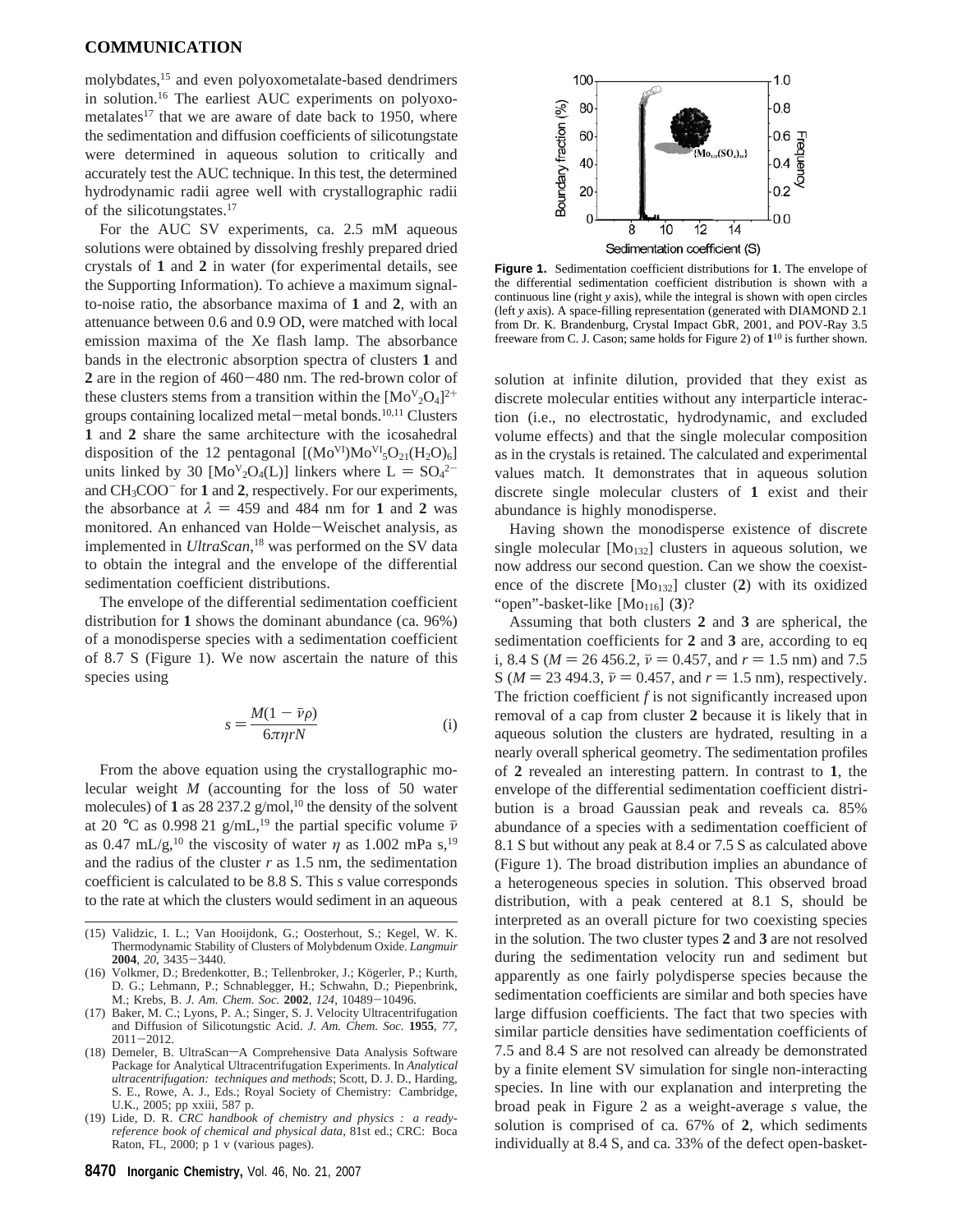molybdates,[15] and even polyoxometalate-based dendrimers in solution.[16] The earliest AUC experiments on polyoxometalates[17] that we are aware of date back to 1950, where the sedimentation and diffusion coefficients of silicotungstate were determined in aqueous solution to critically and accurately test the AUC technique. In this test, the determined hydrodynamic radii agree well with crystallographic radii of the silicotungstates.[17]

For the AUC SV experiments, ca. 2.5 mM aqueous solutions were obtained by dissolving freshly prepared dried crystals of **1** and **2** in water (for experimental details, see the Supporting Information). To achieve a maximum signal-to-noise ratio, the absorbance maxima of **1** and **2**, with an attenuance between 0.6 and 0.9 OD, were matched with local emission maxima of the Xe flash lamp. The absorbance bands in the electronic absorption spectra of clusters **1** and **2** are in the region of 460−480 nm. The red-brown color of these clusters stems from a transition within the $[Mo^{V}_2O_4]^{2+}$ groups containing localized metal−metal bonds.[10,11] Clusters **1** and **2** share the same architecture with the icosahedral disposition of the 12 pentagonal $[(Mo^{VI})Mo^{VI}_5O_{21}(H_2O)_6]$ units linked by 30 $[Mo^{V}_2O_4(L)]$ linkers where L = $SO_4^{2-}$ and $CH_3COO^-$ for **1** and **2**, respectively. For our experiments, the absorbance at $\lambda$ = 459 and 484 nm for **1** and **2** was monitored. An enhanced van Holde−Weischet analysis, as implemented in *UltraScan*,[18] was performed on the SV data to obtain the integral and the envelope of the differential sedimentation coefficient distributions.

The envelope of the differential sedimentation coefficient distribution for **1** shows the dominant abundance (ca. 96%) of a monodisperse species with a sedimentation coefficient of 8.7 S (Figure 1). We now ascertain the nature of this species using

$$s = \frac{M(1 - \bar{\nu}\rho)}{6\pi\eta r N} \tag{i}$$

From the above equation using the crystallographic molecular weight $M$ (accounting for the loss of 50 water molecules) of **1** as 28 237.2 g/mol,[10] the density of the solvent at 20 °C as 0.998 21 g/mL,[19] the partial specific volume $\bar{\nu}$ as 0.47 mL/g,[10] the viscosity of water $\eta$ as 1.002 mPa s,[19] and the radius of the cluster $r$ as 1.5 nm, the sedimentation coefficient is calculated to be 8.8 S. This $s$ value corresponds to the rate at which the clusters would sediment in an aqueous solution at infinite dilution, provided that they exist as discrete molecular entities without any interparticle interaction (i.e., no electrostatic, hydrodynamic, and excluded volume effects) and that the single molecular composition as in the crystals is retained. The calculated and experimental values match. It demonstrates that in aqueous solution discrete single molecular clusters of **1** exist and their abundance is highly monodisperse.

**Figure 1.** Sedimentation coefficient distributions for **1**. The envelope of the differential sedimentation coefficient distribution is shown with a continuous line (right *y* axis), while the integral is shown with open circles (left *y* axis). A space-filling representation (generated with DIAMOND 2.1 from Dr. K. Brandenburg, Crystal Impact GbR, 2001, and POV-Ray 3.5 freeware from C. J. Cason; same holds for Figure 2) of **1**[10] is further shown.

Having shown the monodisperse existence of discrete single molecular $[Mo_{132}]$ clusters in aqueous solution, we now address our second question. Can we show the coexistence of the discrete $[Mo_{132}]$ cluster (**2**) with its oxidized "open"-basket-like $[Mo_{116}]$ (**3**)?

Assuming that both clusters **2** and **3** are spherical, the sedimentation coefficients for **2** and **3** are, according to eq i, 8.4 S ($M$ = 26 456.2, $\bar{\nu}$ = 0.457, and $r$ = 1.5 nm) and 7.5 S ($M$ = 23 494.3, $\bar{\nu}$ = 0.457, and $r$ = 1.5 nm), respectively. The friction coefficient $f$ is not significantly increased upon removal of a cap from cluster **2** because it is likely that in aqueous solution the clusters are hydrated, resulting in a nearly overall spherical geometry. The sedimentation profiles of **2** revealed an interesting pattern. In contrast to **1**, the envelope of the differential sedimentation coefficient distribution is a broad Gaussian peak and reveals ca*.* 85% abundance of a species with a sedimentation coefficient of 8.1 S but without any peak at 8.4 or 7.5 S as calculated above (Figure 1). The broad distribution implies an abundance of a heterogeneous species in solution. This observed broad distribution, with a peak centered at 8.1 S, should be interpreted as an overall picture for two coexisting species in the solution. The two cluster types **2** and **3** are not resolved during the sedimentation velocity run and sediment but apparently as one fairly polydisperse species because the sedimentation coefficients are similar and both species have large diffusion coefficients. The fact that two species with similar particle densities have sedimentation coefficients of 7.5 and 8.4 S are not resolved can already be demonstrated by a finite element SV simulation for single non-interacting species. In line with our explanation and interpreting the broad peak in Figure 2 as a weight-average $s$ value, the solution is comprised of ca. 67% of **2**, which sediments individually at 8.4 S, and ca*.* 33% of the defect open-basket-

(15) Validzic, I. L.; Van Hooijdonk, G.; Oosterhout, S.; Kegel, W. K. Thermodynamic Stability of Clusters of Molybdenum Oxide. *Langmuir* **2004**, *20*, 3435−3440.

(16) Volkmer, D.; Bredenkotter, B.; Tellenbroker, J.; Kögerler, P.; Kurth, D. G.; Lehmann, P.; Schnablegger, H.; Schwahn, D.; Piepenbrink, M.; Krebs, B. *J. Am. Chem. Soc.* **2002**, *124*, 10489−10496.

(17) Baker, M. C.; Lyons, P. A.; Singer, S. J. Velocity Ultracentrifugation and Diffusion of Silicotungstic Acid. *J. Am. Chem. Soc.* **1955**, *77*, 2011−2012.

(18) Demeler, B. UltraScan−A Comprehensive Data Analysis Software Package for Analytical Ultracentrifugation Experiments. In *Analytical ultracentrifugation: techniques and methods*; Scott, D. J. D., Harding, S. E., Rowe, A. J., Eds.; Royal Society of Chemistry: Cambridge, U.K., 2005; pp xxiii, 587 p.

(19) Lide, D. R. *CRC handbook of chemistry and physics : a ready-reference book of chemical and physical data*, 81st ed.; CRC: Boca Raton, FL, 2000; p 1 v (various pages).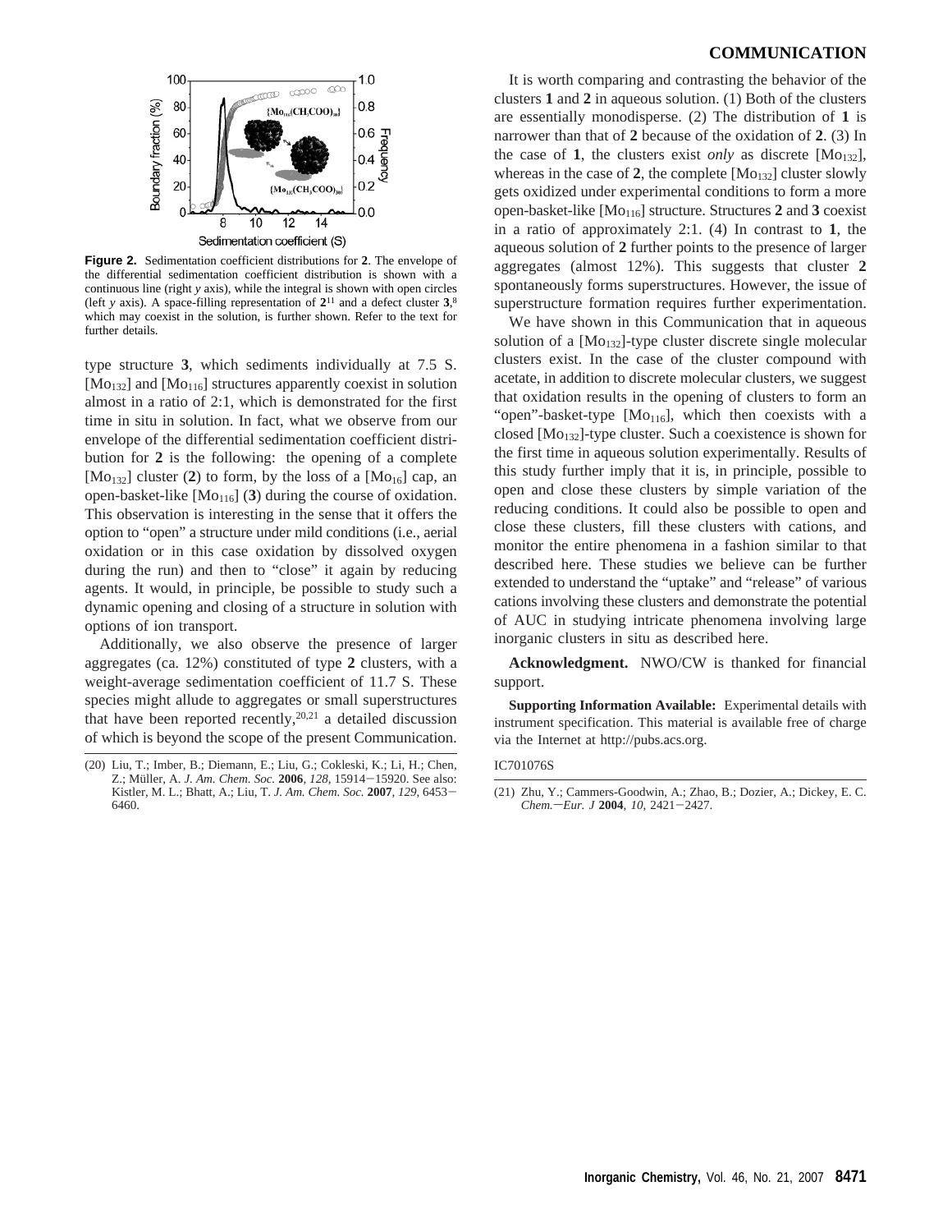100
80
60
40
20
0
Boundary fraction (%)
1.0
0.8
0.6
0.4
0.2
0.0
Frequency
8
10
12
14
Sedimentation coefficient (S)
$\{Mo_{116}(CH_3COO)_{28}\}$
$\{Mo_{132}(CH_3COO)_{30}\}$

**Figure 2.** Sedimentation coefficient distributions for **2**. The envelope of the differential sedimentation coefficient distribution is shown with a continuous line (right *y* axis), while the integral is shown with open circles (left *y* axis). A space-filling representation of **2**[11] and a defect cluster **3**,[8] which may coexist in the solution, is further shown. Refer to the text for further details.

type structure **3**, which sediments individually at 7.5 S. $[Mo_{132}]$ and $[Mo_{116}]$ structures apparently coexist in solution almost in a ratio of 2:1, which is demonstrated for the first time in situ in solution. In fact, what we observe from our envelope of the differential sedimentation coefficient distribution for **2** is the following: the opening of a complete $[Mo_{132}]$ cluster (**2**) to form, by the loss of a $[Mo_{16}]$ cap, an open-basket-like $[Mo_{116}]$ (**3**) during the course of oxidation. This observation is interesting in the sense that it offers the option to "open" a structure under mild conditions (i.e., aerial oxidation or in this case oxidation by dissolved oxygen during the run) and then to "close" it again by reducing agents. It would, in principle, be possible to study such a dynamic opening and closing of a structure in solution with options of ion transport.

Additionally, we also observe the presence of larger aggregates (ca. 12%) constituted of type **2** clusters, with a weight-average sedimentation coefficient of 11.7 S. These species might allude to aggregates or small superstructures that have been reported recently,[20,21] a detailed discussion of which is beyond the scope of the present Communication.

It is worth comparing and contrasting the behavior of the clusters **1** and **2** in aqueous solution. (1) Both of the clusters are essentially monodisperse. (2) The distribution of **1** is narrower than that of **2** because of the oxidation of **2**. (3) In the case of **1**, the clusters exist *only* as discrete $[Mo_{132}]$, whereas in the case of **2**, the complete $[Mo_{132}]$ cluster slowly gets oxidized under experimental conditions to form a more open-basket-like $[Mo_{116}]$ structure. Structures **2** and **3** coexist in a ratio of approximately 2:1. (4) In contrast to **1**, the aqueous solution of **2** further points to the presence of larger aggregates (almost 12%). This suggests that cluster **2** spontaneously forms superstructures. However, the issue of superstructure formation requires further experimentation.

We have shown in this Communication that in aqueous solution of a $[Mo_{132}]$-type cluster discrete single molecular clusters exist. In the case of the cluster compound with acetate, in addition to discrete molecular clusters, we suggest that oxidation results in the opening of clusters to form an "open"-basket-type $[Mo_{116}]$, which then coexists with a closed $[Mo_{132}]$-type cluster. Such a coexistence is shown for the first time in aqueous solution experimentally. Results of this study further imply that it is, in principle, possible to open and close these clusters by simple variation of the reducing conditions. It could also be possible to open and close these clusters, fill these clusters with cations, and monitor the entire phenomena in a fashion similar to that described here. These studies we believe can be further extended to understand the "uptake" and "release" of various cations involving these clusters and demonstrate the potential of AUC in studying intricate phenomena involving large inorganic clusters in situ as described here.

**Acknowledgment.** NWO/CW is thanked for financial support.

**Supporting Information Available:** Experimental details with instrument specification. This material is available free of charge via the Internet at http://pubs.acs.org.

IC701076S

(20) Liu, T.; Imber, B.; Diemann, E.; Liu, G.; Cokleski, K.; Li, H.; Chen, Z.; Müller, A. *J. Am. Chem. Soc.* **2006**, *128*, 15914−15920. See also: Kistler, M. L.; Bhatt, A.; Liu, T. *J. Am. Chem. Soc.* **2007**, *129*, 6453−6460.

(21) Zhu, Y.; Cammers-Goodwin, A.; Zhao, B.; Dozier, A.; Dickey, E. C. *Chem.*−*Eur. J* **2004**, *10*, 2421−2427.